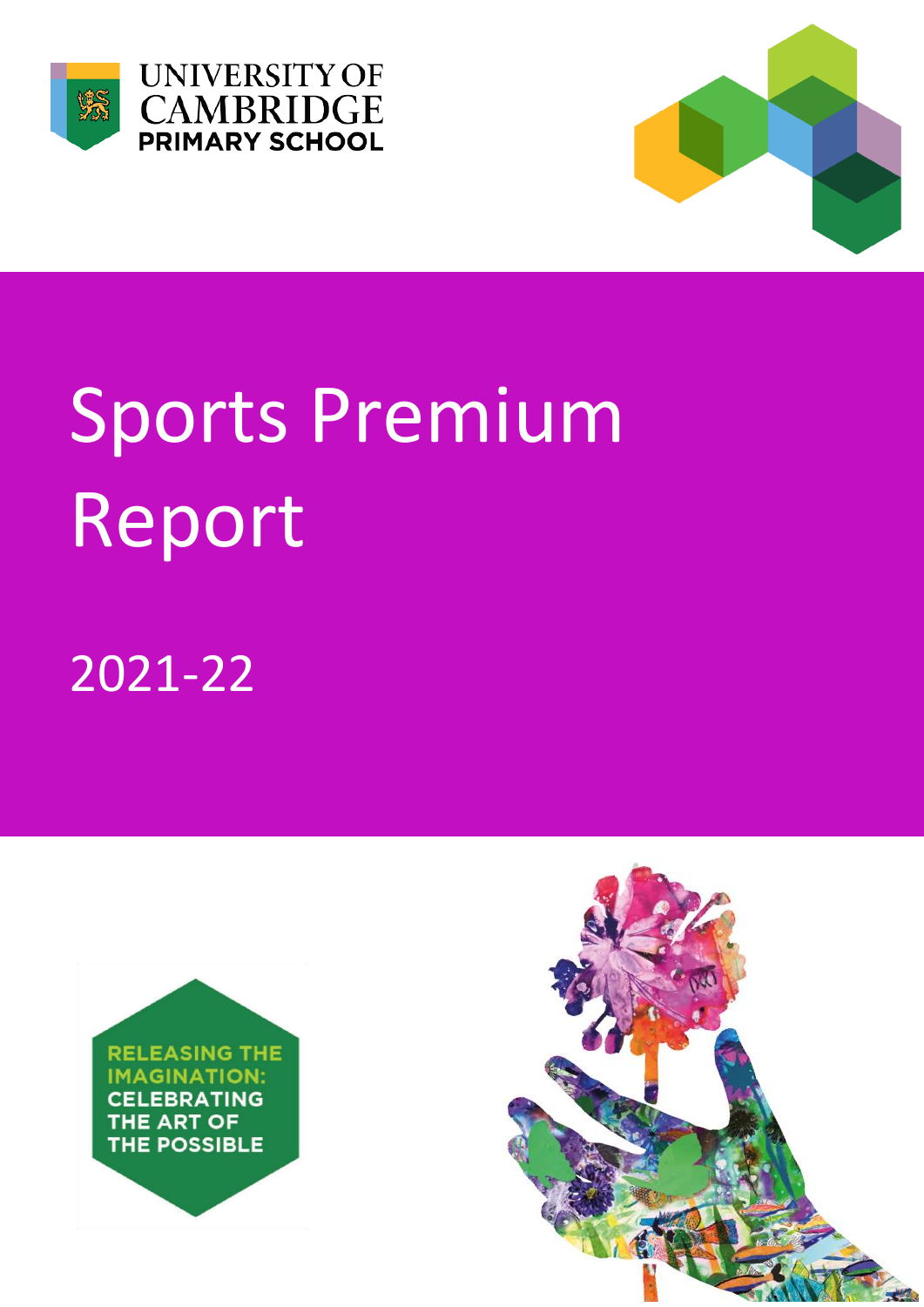UNIVERSITY OF CAMBRIDGE PRIMARY SCHOOL

# Sports Premium Report

## 2021-22

RELEASING THE IMAGINATION: CELEBRATING THE ART OF THE POSSIBLE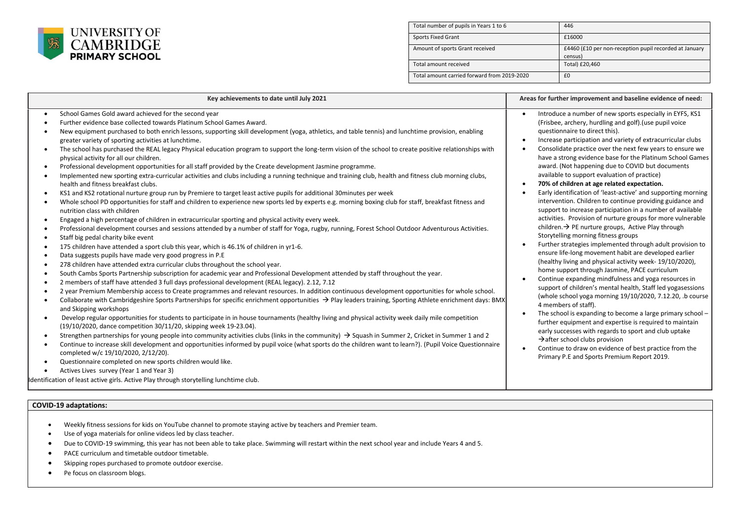**UNIVERSITY OF CAMBRIDGE PRIMARY SCHOOL**

| Total number of pupils in Years 1 to 6 | 446 |
|---|---|
| Sports Fixed Grant | £16000 |
| Amount of sports Grant received | £4460 (£10 per non-reception pupil recorded at January census) |
| Total amount received | Total) £20,460 |
| Total amount carried forward from 2019-2020 | £0 |

| Key achievements to date until July 2021 | Areas for further improvement and baseline evidence of need: |
|---|---|
| • School Games Gold award achieved for the second year<br>• Further evidence base collected towards Platinum School Games Award.<br>• New equipment purchased to both enrich lessons, supporting skill development (yoga, athletics, and table tennis) and lunchtime provision, enabling greater variety of sporting activities at lunchtime.<br>• The school has purchased the REAL legacy Physical education program to support the long-term vision of the school to create positive relationships with physical activity for all our children.<br>• Professional development opportunities for all staff provided by the Create development Jasmine programme.<br>• Implemented new sporting extra-curricular activities and clubs including a running technique and training club, health and fitness club morning clubs, health and fitness breakfast clubs.<br>• KS1 and KS2 rotational nurture group run by Premiere to target least active pupils for additional 30minutes per week<br>• Whole school PD opportunities for staff and children to experience new sports led by experts e.g. morning boxing club for staff, breakfast fitness and nutrition class with children<br>• Engaged a high percentage of children in extracurricular sporting and physical activity every week.<br>• Professional development courses and sessions attended by a number of staff for Yoga, rugby, running, Forest School Outdoor Adventurous Activities.<br>• Staff big pedal charity bike event<br>• 175 children have attended a sport club this year, which is 46.1% of children in yr1-6.<br>• Data suggests pupils have made very good progress in P.E<br>• 278 children have attended extra curricular clubs throughout the school year.<br>• South Cambs Sports Partnership subscription for academic year and Professional Development attended by staff throughout the year.<br>• 2 members of staff have attended 3 full days professional development (REAL legacy). 2.12, 7.12<br>• 2 year Premium Membership access to Create programmes and relevant resources. In addition continuous development opportunities for whole school.<br>• Collaborate with Cambridgeshire Sports Partnerships for specific enrichment opportunities → Play leaders training, Sporting Athlete enrichment days: BMX and Skipping workshops<br>• Develop regular opportunities for students to participate in in house tournaments (healthy living and physical activity week daily mile competition (19/10/2020, dance competition 30/11/20, skipping week 19-23.04).<br>• Strengthen partnerships for young people into community activities clubs (links in the community) → Squash in Summer 2, Cricket in Summer 1 and 2<br>• Continue to increase skill development and opportunities informed by pupil voice (what sports do the children want to learn?). (Pupil Voice Questionnaire completed w/c 19/10/2020, 2/12/20).<br>• Questionnaire completed on new sports children would like.<br>• Actives Lives survey (Year 1 and Year 3)<br>Identification of least active girls. Active Play through storytelling lunchtime club. | • Introduce a number of new sports especially in EYFS, KS1 (Frisbee, archery, hurdling and golf).(use pupil voice questionnaire to direct this).<br>• Increase participation and variety of extracurricular clubs<br>• Consolidate practice over the next few years to ensure we have a strong evidence base for the Platinum School Games award. (Not happening due to COVID but documents available to support evaluation of practice)<br>• **70% of children at age related expectation.**<br>• Early identification of 'least-active' and supporting morning intervention. Children to continue providing guidance and support to increase participation in a number of available activities. Provision of nurture groups for more vulnerable children.→ PE nurture groups, Active Play through Storytelling morning fitness groups<br>• Further strategies implemented through adult provision to ensure life-long movement habit are developed earlier (healthy living and physical activity week- 19/10/2020), home support through Jasmine, PACE curriculum<br>• Continue expanding mindfulness and yoga resources in support of children's mental health, Staff led yogasessions (whole school yoga morning 19/10/2020, 7.12.20, .b course 4 members of staff).<br>• The school is expanding to become a large primary school – further equipment and expertise is required to maintain early successes with regards to sport and club uptake →after school clubs provision<br>• Continue to draw on evidence of best practice from the Primary P.E and Sports Premium Report 2019. |

**COVID-19 adaptations:**

- Weekly fitness sessions for kids on YouTube channel to promote staying active by teachers and Premier team.
- Use of yoga materials for online videos led by class teacher.
- Due to COVID-19 swimming, this year has not been able to take place. Swimming will restart within the next school year and include Years 4 and 5.
- PACE curriculum and timetable outdoor timetable.
- Skipping ropes purchased to promote outdoor exercise.
- Pe focus on classroom blogs.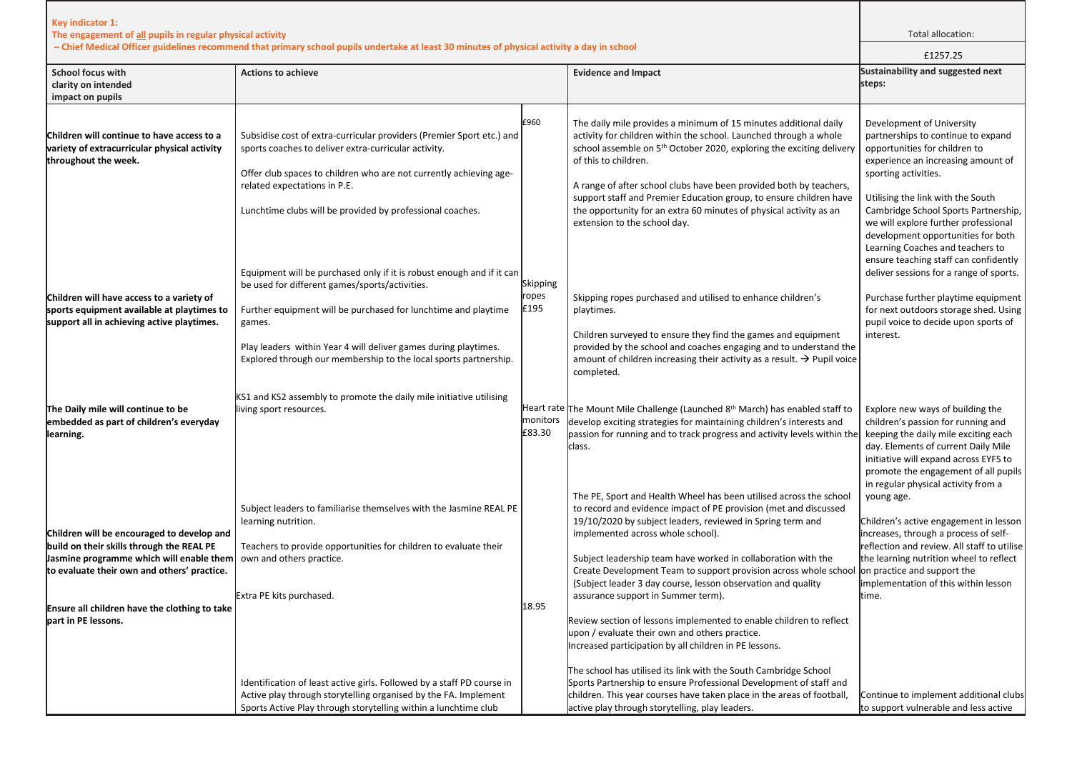| **Key indicator 1:** **The engagement of all pupils in regular physical activity** **– Chief Medical Officer guidelines recommend that primary school pupils undertake at least 30 minutes of physical activity a day in school** | | | | Total allocation: £1257.25 |
|---|---|---|---|---|
| **School focus with clarity on intended impact on pupils** | **Actions to achieve** | | **Evidence and Impact** | **Sustainability and suggested next steps:** |
| **Children will continue to have access to a variety of extracurricular physical activity throughout the week.** | Subsidise cost of extra-curricular providers (Premier Sport etc.) and sports coaches to deliver extra-curricular activity. Offer club spaces to children who are not currently achieving age-related expectations in P.E. Lunchtime clubs will be provided by professional coaches. | £960 | The daily mile provides a minimum of 15 minutes additional daily activity for children within the school. Launched through a whole school assemble on 5th October 2020, exploring the exciting delivery of this to children. A range of after school clubs have been provided both by teachers, support staff and Premier Education group, to ensure children have the opportunity for an extra 60 minutes of physical activity as an extension to the school day. | Development of University partnerships to continue to expand opportunities for children to experience an increasing amount of sporting activities. Utilising the link with the South Cambridge School Sports Partnership, we will explore further professional development opportunities for both Learning Coaches and teachers to ensure teaching staff can confidently deliver sessions for a range of sports. |
| **Children will have access to a variety of sports equipment available at playtimes to support all in achieving active playtimes.** | Equipment will be purchased only if it is robust enough and if it can be used for different games/sports/activities. Further equipment will be purchased for lunchtime and playtime games. Play leaders within Year 4 will deliver games during playtimes. Explored through our membership to the local sports partnership. | Skipping ropes £195 | Skipping ropes purchased and utilised to enhance children's playtimes. Children surveyed to ensure they find the games and equipment provided by the school and coaches engaging and to understand the amount of children increasing their activity as a result. → Pupil voice completed. | Purchase further playtime equipment for next outdoors storage shed. Using pupil voice to decide upon sports of interest. |
| **The Daily mile will continue to be embedded as part of children's everyday learning.** | KS1 and KS2 assembly to promote the daily mile initiative utilising living sport resources. | Heart rate monitors £83.30 | The Mount Mile Challenge (Launched 8th March) has enabled staff to develop exciting strategies for maintaining children's interests and passion for running and to track progress and activity levels within the class. | Explore new ways of building the children's passion for running and keeping the daily mile exciting each day. Elements of current Daily Mile initiative will expand across EYFS to promote the engagement of all pupils in regular physical activity from a young age. |
| **Children will be encouraged to develop and build on their skills through the REAL PE Jasmine programme which will enable them to evaluate their own and others' practice.** | Subject leaders to familiarise themselves with the Jasmine REAL PE learning nutrition. Teachers to provide opportunities for children to evaluate their own and others practice. | | The PE, Sport and Health Wheel has been utilised across the school to record and evidence impact of PE provision (met and discussed 19/10/2020 by subject leaders, reviewed in Spring term and implemented across whole school). Subject leadership team have worked in collaboration with the Create Development Team to support provision across whole school (Subject leader 3 day course, lesson observation and quality assurance support in Summer term). Review section of lessons implemented to enable children to reflect upon / evaluate their own and others practice. | Children's active engagement in lesson increases, through a process of self-reflection and review. All staff to utilise the learning nutrition wheel to reflect on practice and support the implementation of this within lesson time. |
| **Ensure all children have the clothing to take part in PE lessons.** | Extra PE kits purchased. | 18.95 | Increased participation by all children in PE lessons. | |
| | Identification of least active girls. Followed by a staff PD course in Active play through storytelling organised by the FA. Implement Sports Active Play through storytelling within a lunchtime club | | The school has utilised its link with the South Cambridge School Sports Partnership to ensure Professional Development of staff and children. This year courses have taken place in the areas of football, active play through storytelling, play leaders. | Continue to implement additional clubs to support vulnerable and less active |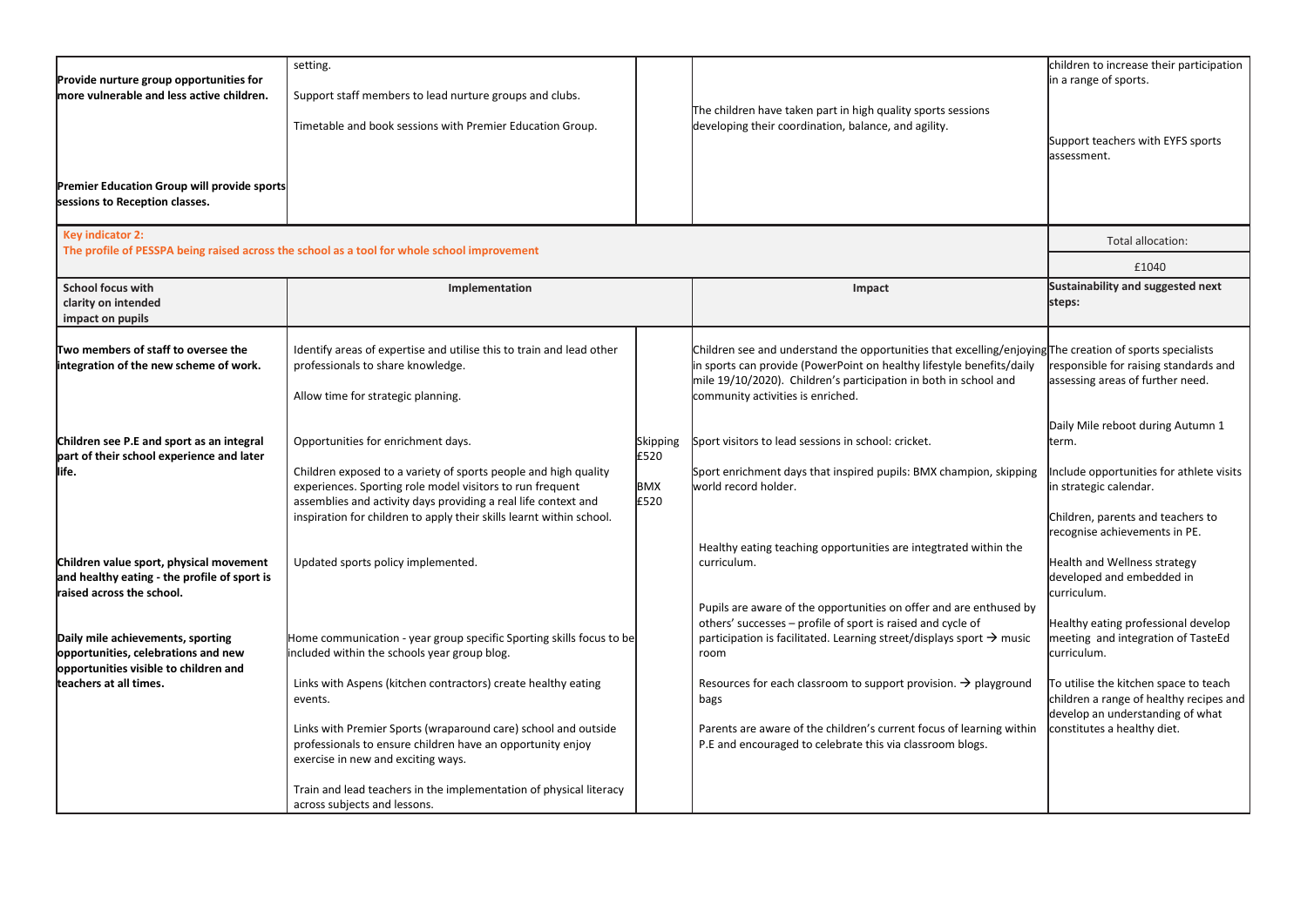| Provide nurture group opportunities for more vulnerable and less active children.<br><br>**Premier Education Group will provide sports sessions to Reception classes.** | setting.<br><br>Support staff members to lead nurture groups and clubs.<br><br>Timetable and book sessions with Premier Education Group. | | The children have taken part in high quality sports sessions developing their coordination, balance, and agility. | children to increase their participation in a range of sports.<br><br>Support teachers with EYFS sports assessment. |
|---|---|---|---|---|

| **Key indicator 2:**<br>**The profile of PESSPA being raised across the school as a tool for whole school improvement** | | | | Total allocation:<br><br>£1040 |
|---|---|---|---|---|
| **School focus with clarity on intended impact on pupils** | **Implementation** | | **Impact** | **Sustainability and suggested next steps:** |
| **Two members of staff to oversee the integration of the new scheme of work.**<br><br>**Children see P.E and sport as an integral part of their school experience and later life.**<br><br>**Children value sport, physical movement and healthy eating - the profile of sport is raised across the school.**<br><br>**Daily mile achievements, sporting opportunities, celebrations and new opportunities visible to children and teachers at all times.** | Identify areas of expertise and utilise this to train and lead other professionals to share knowledge.<br><br>Allow time for strategic planning.<br><br>Opportunities for enrichment days.<br><br>Children exposed to a variety of sports people and high quality experiences. Sporting role model visitors to run frequent assemblies and activity days providing a real life context and inspiration for children to apply their skills learnt within school.<br><br>Updated sports policy implemented.<br><br>Home communication - year group specific Sporting skills focus to be included within the schools year group blog.<br><br>Links with Aspens (kitchen contractors) create healthy eating events.<br><br>Links with Premier Sports (wraparound care) school and outside professionals to ensure children have an opportunity enjoy exercise in new and exciting ways.<br><br>Train and lead teachers in the implementation of physical literacy across subjects and lessons. | Skipping £520<br><br>BMX £520 | Children see and understand the opportunities that excelling/enjoying in sports can provide (PowerPoint on healthy lifestyle benefits/daily mile 19/10/2020). Children's participation in both in school and community activities is enriched.<br><br>Sport visitors to lead sessions in school: cricket.<br><br>Sport enrichment days that inspired pupils: BMX champion, skipping world record holder.<br><br>Healthy eating teaching opportunities are integtrated within the curriculum.<br><br>Pupils are aware of the opportunities on offer and are enthused by others' successes – profile of sport is raised and cycle of participation is facilitated. Learning street/displays sport → music room<br><br>Resources for each classroom to support provision. → playground bags<br><br>Parents are aware of the children's current focus of learning within P.E and encouraged to celebrate this via classroom blogs. | The creation of sports specialists responsible for raising standards and assessing areas of further need.<br><br>Daily Mile reboot during Autumn 1 term.<br><br>Include opportunities for athlete visits in strategic calendar.<br><br>Children, parents and teachers to recognise achievements in PE.<br><br>Health and Wellness strategy developed and embedded in curriculum.<br><br>Healthy eating professional develop meeting and integration of TasteEd curriculum.<br><br>To utilise the kitchen space to teach children a range of healthy recipes and develop an understanding of what constitutes a healthy diet. |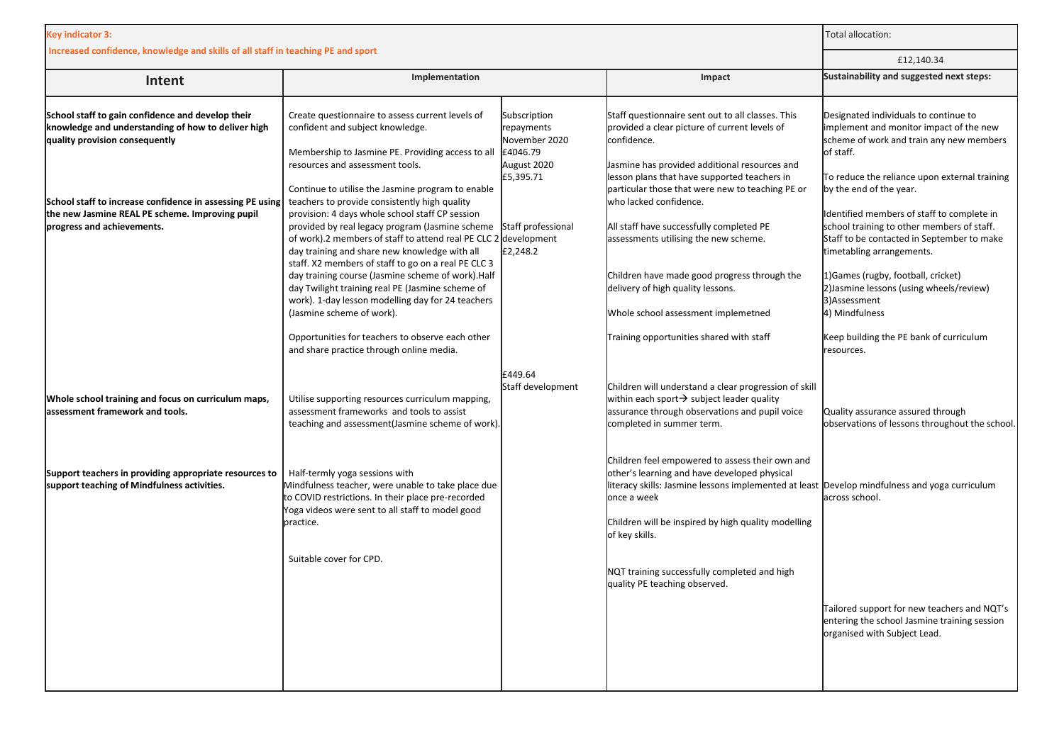| **Key indicator 3:** Increased confidence, knowledge and skills of all staff in teaching PE and sport | | | | Total allocation: £12,140.34 |
|---|---|---|---|---|
| **Intent** | **Implementation** | | **Impact** | **Sustainability and suggested next steps:** |
| **School staff to gain confidence and develop their knowledge and understanding of how to deliver high quality provision consequently**<br><br>**School staff to increase confidence in assessing PE using the new Jasmine REAL PE scheme. Improving pupil progress and achievements.** | Create questionnaire to assess current levels of confident and subject knowledge.<br><br>Membership to Jasmine PE. Providing access to all resources and assessment tools.<br><br>Continue to utilise the Jasmine program to enable teachers to provide consistently high quality provision: 4 days whole school staff CP session provided by real legacy program (Jasmine scheme of work).2 members of staff to attend real PE CLC 2 day training and share new knowledge with all staff. X2 members of staff to go on a real PE CLC 3 day training course (Jasmine scheme of work).Half day Twilight training real PE (Jasmine scheme of work). 1-day lesson modelling day for 24 teachers (Jasmine scheme of work).<br><br>Opportunities for teachers to observe each other and share practice through online media. | Subscription repayments November 2020 £4046.79 August 2020 £5,395.71<br><br>Staff professional development £2,248.2 | Staff questionnaire sent out to all classes. This provided a clear picture of current levels of confidence.<br><br>Jasmine has provided additional resources and lesson plans that have supported teachers in particular those that were new to teaching PE or who lacked confidence.<br><br>All staff have successfully completed PE assessments utilising the new scheme.<br><br>Children have made good progress through the delivery of high quality lessons.<br><br>Whole school assessment implemetned<br><br>Training opportunities shared with staff | Designated individuals to continue to implement and monitor impact of the new scheme of work and train any new members of staff.<br><br>To reduce the reliance upon external training by the end of the year.<br><br>Identified members of staff to complete in school training to other members of staff. Staff to be contacted in September to make timetabling arrangements.<br><br>1)Games (rugby, football, cricket)<br>2)Jasmine lessons (using wheels/review)<br>3)Assessment<br>4) Mindfulness<br><br>Keep building the PE bank of curriculum resources. |
| **Whole school training and focus on curriculum maps, assessment framework and tools.** | Utilise supporting resources curriculum mapping, assessment frameworks and tools to assist teaching and assessment(Jasmine scheme of work). | £449.64 Staff development | Children will understand a clear progression of skill within each sport→ subject leader quality assurance through observations and pupil voice completed in summer term. | Quality assurance assured through observations of lessons throughout the school. |
| **Support teachers in providing appropriate resources to support teaching of Mindfulness activities.** | Half-termly yoga sessions with Mindfulness teacher, were unable to take place due to COVID restrictions. In their place pre-recorded Yoga videos were sent to all staff to model good practice.<br><br>Suitable cover for CPD. | | Children feel empowered to assess their own and other's learning and have developed physical literacy skills: Jasmine lessons implemented at least once a week<br><br>Children will be inspired by high quality modelling of key skills.<br><br>NQT training successfully completed and high quality PE teaching observed. | Develop mindfulness and yoga curriculum across school.<br><br>Tailored support for new teachers and NQT's entering the school Jasmine training session organised with Subject Lead. |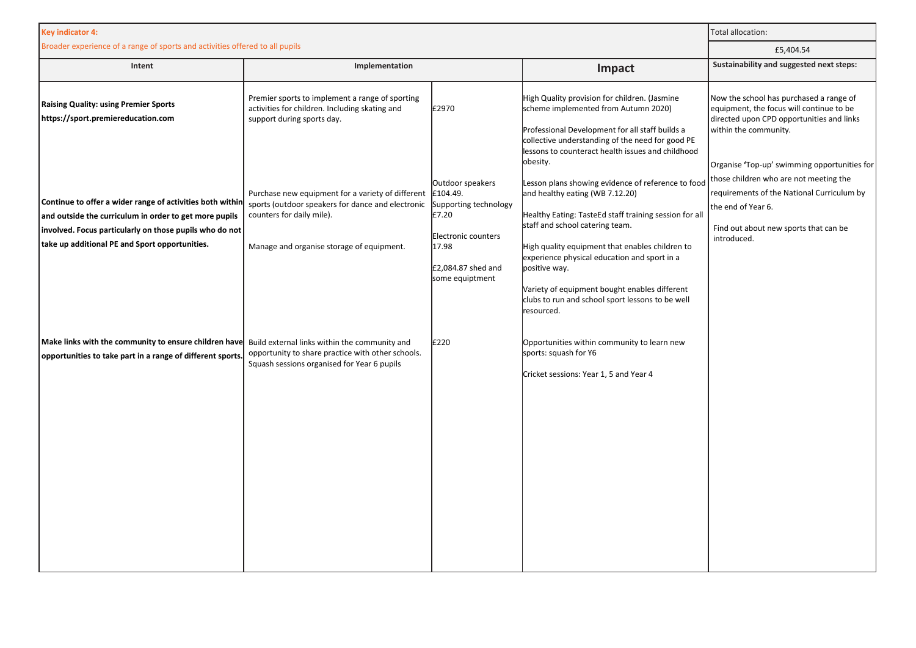| **Key indicator 4:** Broader experience of a range of sports and activities offered to all pupils | | | | Total allocation: £5,404.54 |
|---|---|---|---|---|
| **Intent** | **Implementation** | | **Impact** | **Sustainability and suggested next steps:** |
| **Raising Quality: using Premier Sports https://sport.premiereducation.com** | Premier sports to implement a range of sporting activities for children. Including skating and support during sports day. | £2970 | High Quality provision for children. (Jasmine scheme implemented from Autumn 2020)<br><br>Professional Development for all staff builds a collective understanding of the need for good PE lessons to counteract health issues and childhood obesity. | Now the school has purchased a range of equipment, the focus will continue to be directed upon CPD opportunities and links within the community.<br><br>Organise 'Top-up' swimming opportunities for those children who are not meeting the requirements of the National Curriculum by the end of Year 6.<br><br>Find out about new sports that can be introduced. |
| **Continue to offer a wider range of activities both within and outside the curriculum in order to get more pupils involved. Focus particularly on those pupils who do not take up additional PE and Sport opportunities.** | Purchase new equipment for a variety of different sports (outdoor speakers for dance and electronic counters for daily mile).<br><br>Manage and organise storage of equipment. | Outdoor speakers £104.49.<br>Supporting technology £7.20<br><br>Electronic counters 17.98<br><br>£2,084.87 shed and some equiptment | Lesson plans showing evidence of reference to food and healthy eating (WB 7.12.20)<br><br>Healthy Eating: TasteEd staff training session for all staff and school catering team.<br><br>High quality equipment that enables children to experience physical education and sport in a positive way.<br><br>Variety of equipment bought enables different clubs to run and school sport lessons to be well resourced. | |
| **Make links with the community to ensure children have opportunities to take part in a range of different sports.** | Build external links within the community and opportunity to share practice with other schools. Squash sessions organised for Year 6 pupils | £220 | Opportunities within community to learn new sports: squash for Y6<br><br>Cricket sessions: Year 1, 5 and Year 4 | |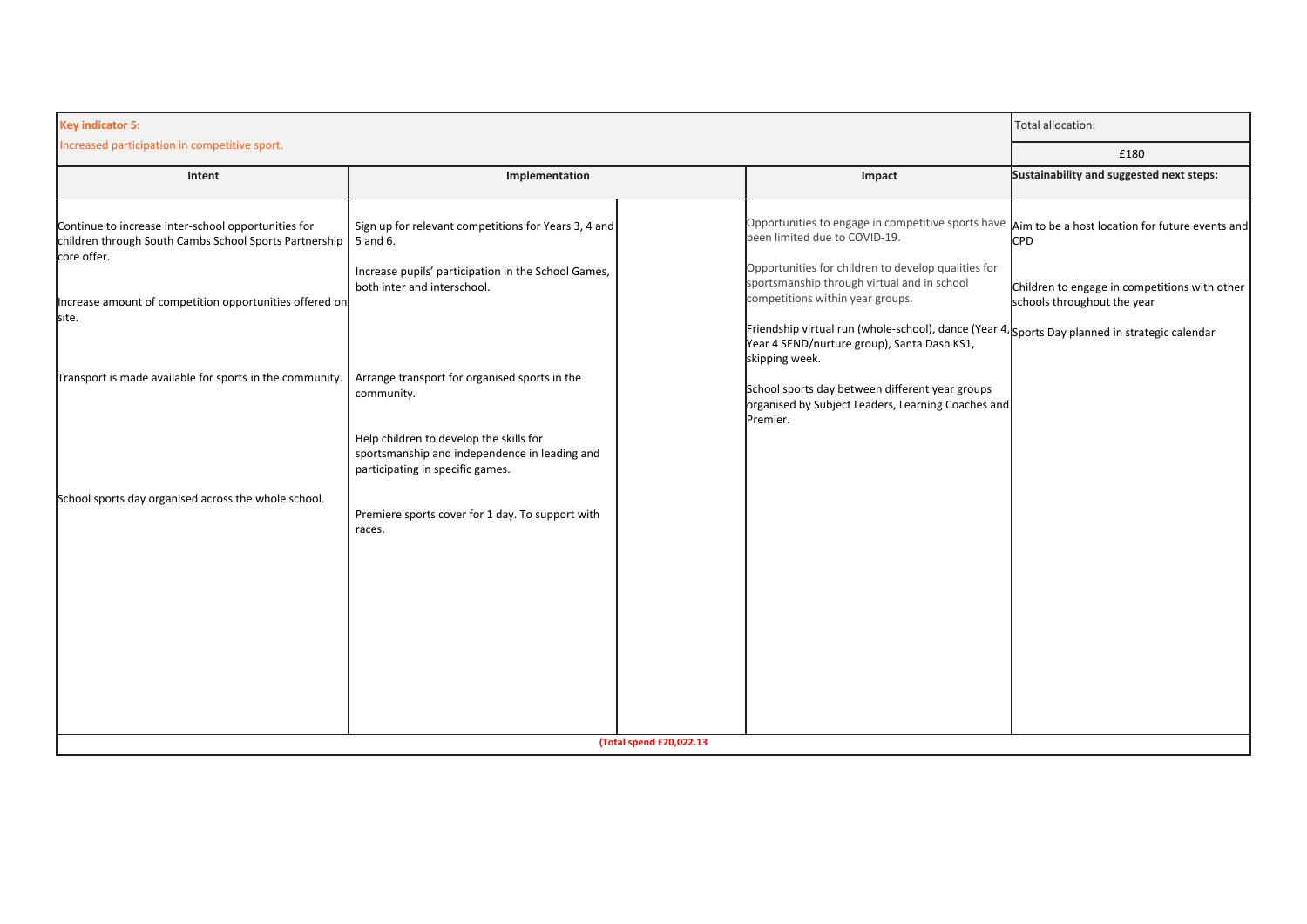| **Key indicator 5:** Increased participation in competitive sport. | | | | Total allocation: £180 |
|---|---|---|---|---|
| **Intent** | **Implementation** | | **Impact** | **Sustainability and suggested next steps:** |
| Continue to increase inter-school opportunities for children through South Cambs School Sports Partnership core offer.<br><br>Increase amount of competition opportunities offered on site.<br><br>Transport is made available for sports in the community.<br><br>School sports day organised across the whole school. | Sign up for relevant competitions for Years 3, 4 and 5 and 6.<br><br>Increase pupils' participation in the School Games, both inter and interschool.<br><br>Arrange transport for organised sports in the community.<br><br>Help children to develop the skills for sportsmanship and independence in leading and participating in specific games.<br><br>Premiere sports cover for 1 day. To support with races. | | Opportunities to engage in competitive sports have been limited due to COVID-19.<br><br>Opportunities for children to develop qualities for sportsmanship through virtual and in school competitions within year groups.<br><br>Friendship virtual run (whole-school), dance (Year 4, Year 4 SEND/nurture group), Santa Dash KS1, skipping week.<br><br>School sports day between different year groups organised by Subject Leaders, Learning Coaches and Premier. | Aim to be a host location for future events and CPD<br><br>Children to engage in competitions with other schools throughout the year<br><br>Sports Day planned in strategic calendar |
| **(Total spend £20,022.13** | | | | |